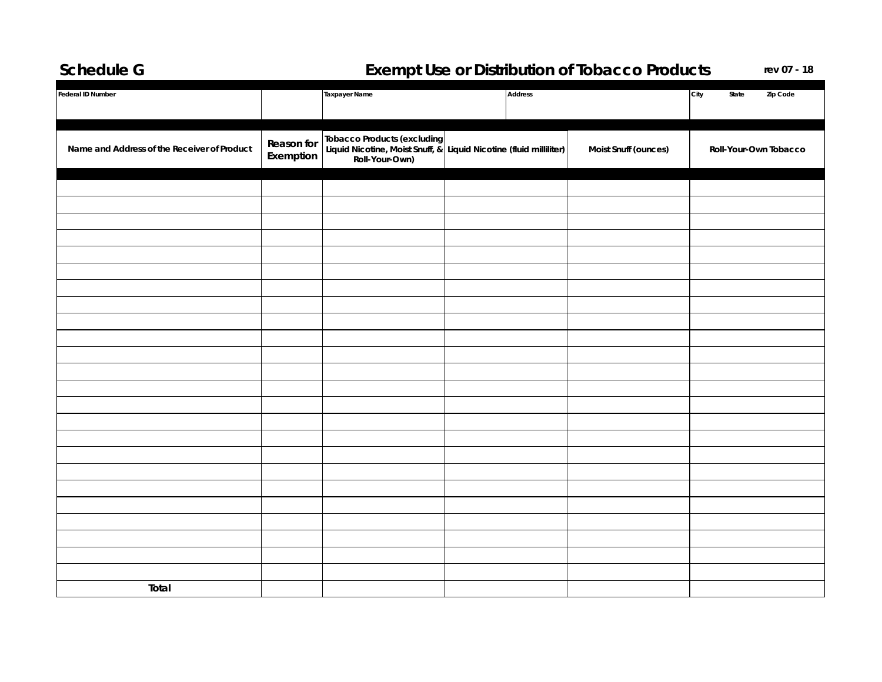# Schedule G

## Exempt Use or Distribution of Tobacco Products

rev 07 - 18

| Federal ID Number | | Taxpayer Name | Address | City | State | Zip Code |
|---|---|---|---|---|---|---|
| | | | | | | |

| Name and Address of the Receiver of Product | Reason for Exemption | Tobacco Products (excluding Liquid Nicotine, Moist Snuff, & Roll-Your-Own) | Liquid Nicotine (fluid milliliter) | Moist Snuff (ounces) | Roll-Your-Own Tobacco |
|---|---|---|---|---|---|
| | | | | | |
| | | | | | |
| | | | | | |
| | | | | | |
| | | | | | |
| | | | | | |
| | | | | | |
| | | | | | |
| | | | | | |
| | | | | | |
| | | | | | |
| | | | | | |
| | | | | | |
| | | | | | |
| | | | | | |
| | | | | | |
| | | | | | |
| | | | | | |
| | | | | | |
| | | | | | |
| | | | | | |
| | | | | | |
| | | | | | |
| | | | | | |
| Total | | | | | |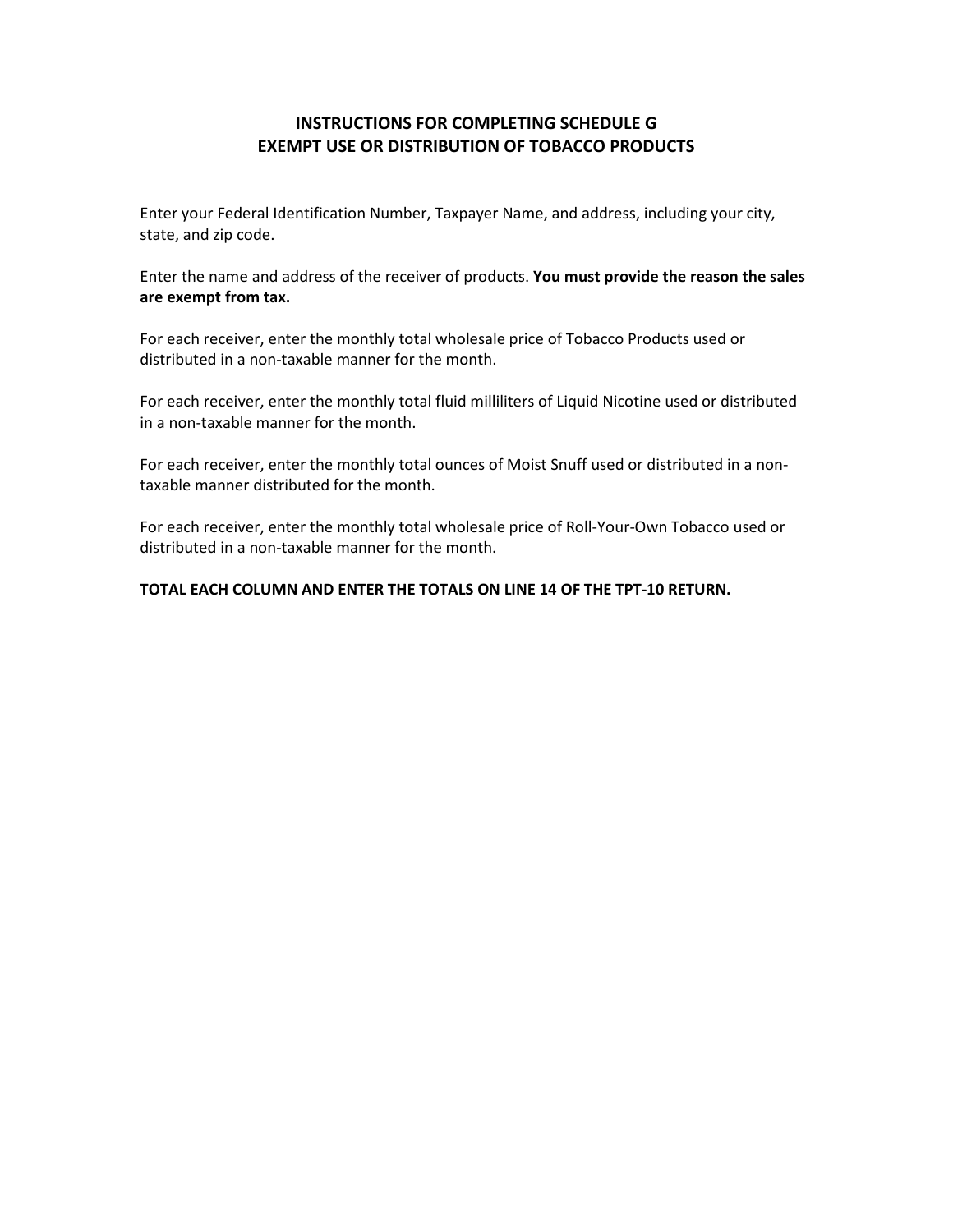# INSTRUCTIONS FOR COMPLETING SCHEDULE G
# EXEMPT USE OR DISTRIBUTION OF TOBACCO PRODUCTS

Enter your Federal Identification Number, Taxpayer Name, and address, including your city, state, and zip code.

Enter the name and address of the receiver of products. **You must provide the reason the sales are exempt from tax.**

For each receiver, enter the monthly total wholesale price of Tobacco Products used or distributed in a non-taxable manner for the month.

For each receiver, enter the monthly total fluid milliliters of Liquid Nicotine used or distributed in a non-taxable manner for the month.

For each receiver, enter the monthly total ounces of Moist Snuff used or distributed in a non-taxable manner distributed for the month.

For each receiver, enter the monthly total wholesale price of Roll-Your-Own Tobacco used or distributed in a non-taxable manner for the month.

**TOTAL EACH COLUMN AND ENTER THE TOTALS ON LINE 14 OF THE TPT-10 RETURN.**